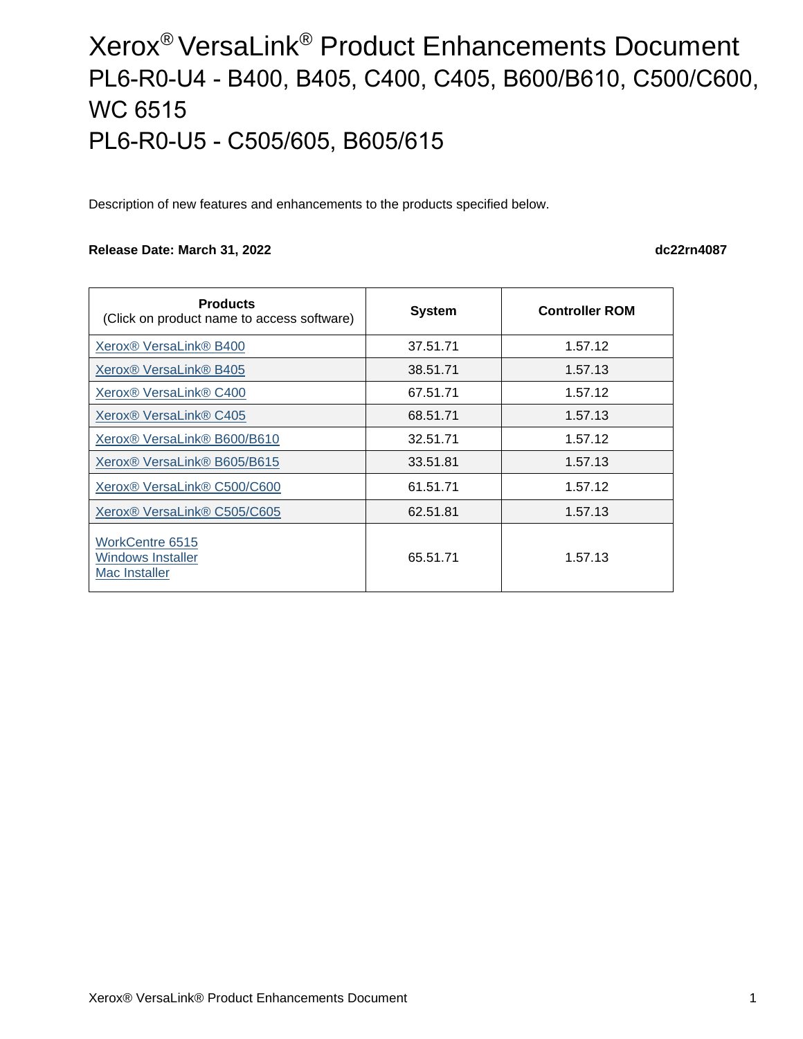# Xerox® VersaLink® Product Enhancements Document

## PL6-R0-U4 - B400, B405, C400, C405, B600/B610, C500/C600, WC 6515

## PL6-R0-U5 - C505/605, B605/615

Description of new features and enhancements to the products specified below.

**Release Date: March 31, 2022** **dc22rn4087**

| **Products** (Click on product name to access software) | **System** | **Controller ROM** |
|---|---|---|
| Xerox® VersaLink® B400 | 37.51.71 | 1.57.12 |
| Xerox® VersaLink® B405 | 38.51.71 | 1.57.13 |
| Xerox® VersaLink® C400 | 67.51.71 | 1.57.12 |
| Xerox® VersaLink® C405 | 68.51.71 | 1.57.13 |
| Xerox® VersaLink® B600/B610 | 32.51.71 | 1.57.12 |
| Xerox® VersaLink® B605/B615 | 33.51.81 | 1.57.13 |
| Xerox® VersaLink® C500/C600 | 61.51.71 | 1.57.12 |
| Xerox® VersaLink® C505/C605 | 62.51.81 | 1.57.13 |
| WorkCentre 6515<br>Windows Installer<br>Mac Installer | 65.51.71 | 1.57.13 |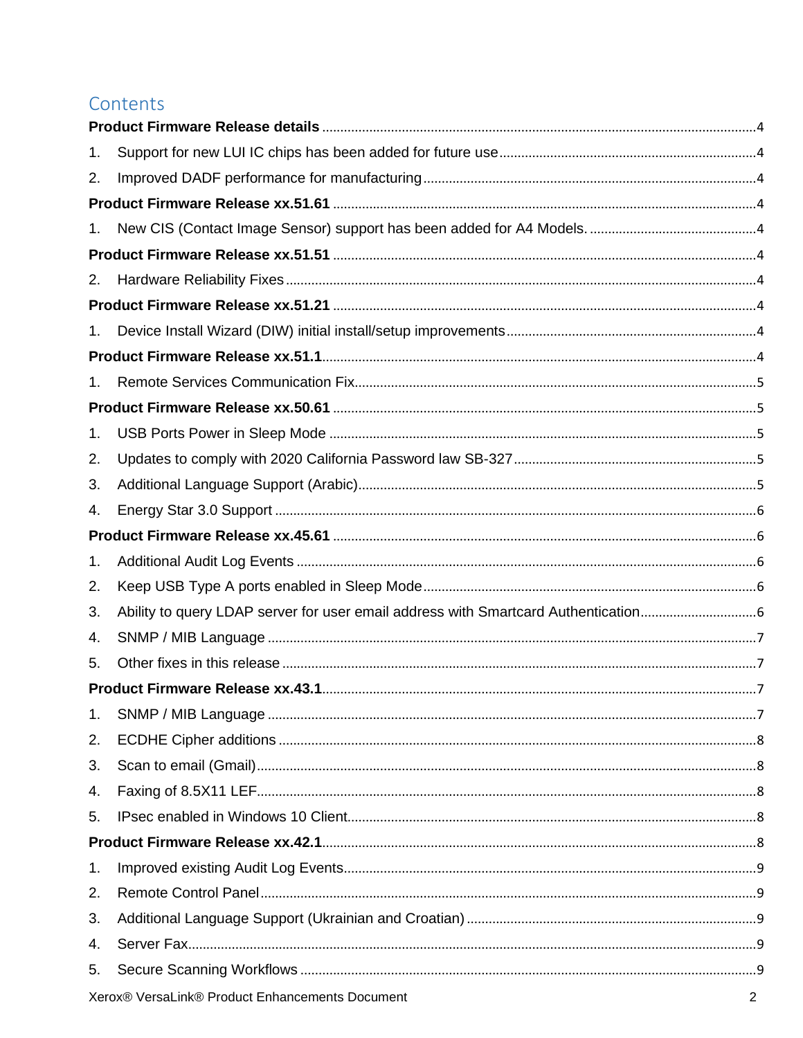# Contents

**Product Firmware Release details** ....................................................................................................4

1. Support for new LUI IC chips has been added for future use ......................................................4
2. Improved DADF performance for manufacturing ...........................................................................4

**Product Firmware Release xx.51.61** ..................................................................................................4

1. New CIS (Contact Image Sensor) support has been added for A4 Models. ..............................4

**Product Firmware Release xx.51.51** ..................................................................................................4

2. Hardware Reliability Fixes ...............................................................................................................4

**Product Firmware Release xx.51.21** ..................................................................................................4

1. Device Install Wizard (DIW) initial install/setup improvements ....................................................4

**Product Firmware Release xx.51.1**.....................................................................................................4

1. Remote Services Communication Fix.............................................................................................5

**Product Firmware Release xx.50.61** ..................................................................................................5

1. USB Ports Power in Sleep Mode ....................................................................................................5
2. Updates to comply with 2020 California Password law SB-327..................................................5
3. Additional Language Support (Arabic)............................................................................................5
4. Energy Star 3.0 Support ..................................................................................................................6

**Product Firmware Release xx.45.61** ..................................................................................................6

1. Additional Audit Log Events ............................................................................................................6
2. Keep USB Type A ports enabled in Sleep Mode...........................................................................6
3. Ability to query LDAP server for user email address with Smartcard Authentication................6
4. SNMP / MIB Language ....................................................................................................................7
5. Other fixes in this release .................................................................................................................7

**Product Firmware Release xx.43.1**.....................................................................................................7

1. SNMP / MIB Language ....................................................................................................................7
2. ECDHE Cipher additions .................................................................................................................8
3. Scan to email (Gmail).......................................................................................................................8
4. Faxing of 8.5X11 LEF........................................................................................................................8
5. IPsec enabled in Windows 10 Client...............................................................................................8

**Product Firmware Release xx.42.1**.....................................................................................................8

1. Improved existing Audit Log Events................................................................................................9
2. Remote Control Panel......................................................................................................................9
3. Additional Language Support (Ukrainian and Croatian) ...............................................................9
4. Server Fax..........................................................................................................................................9
5. Secure Scanning Workflows ............................................................................................................9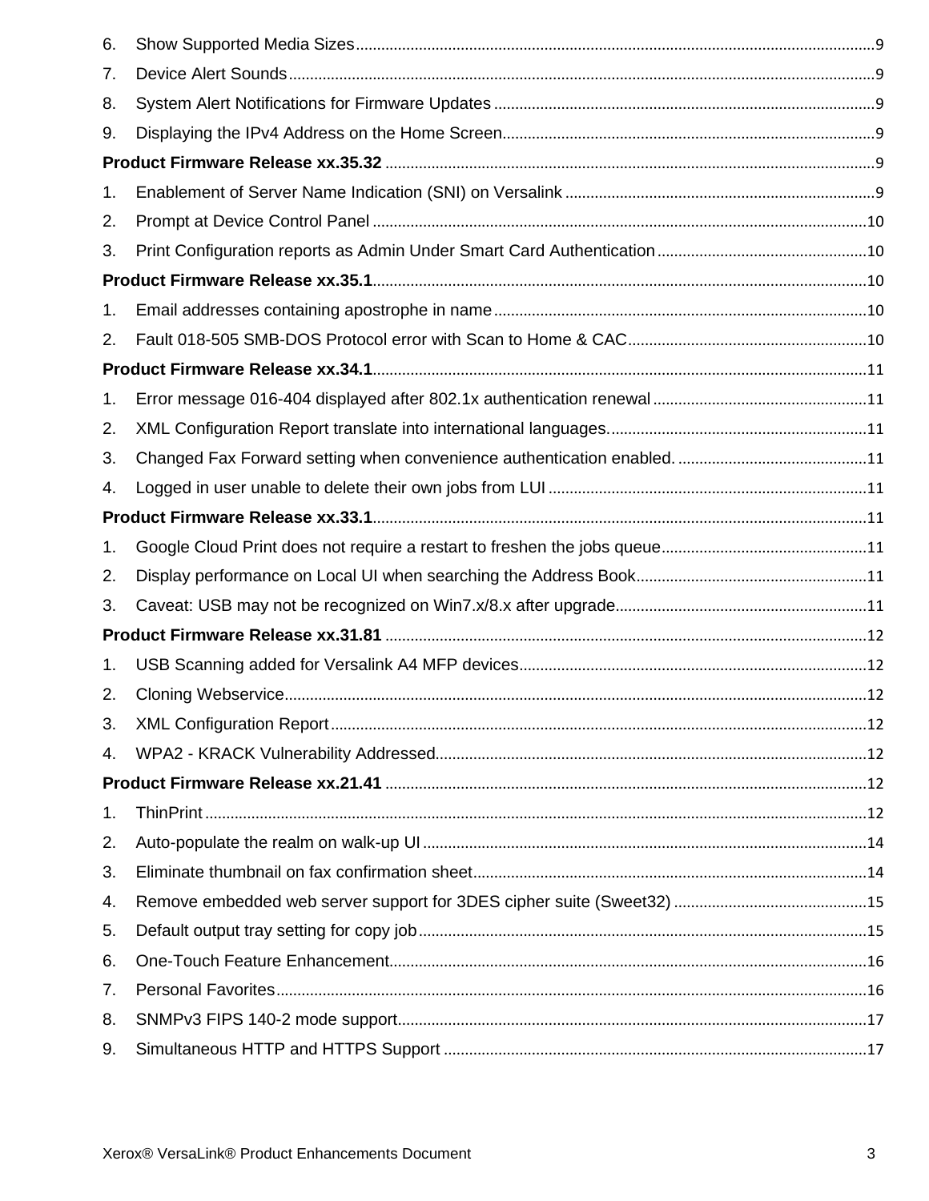6. Show Supported Media Sizes .......... 9
7. Device Alert Sounds .......... 9
8. System Alert Notifications for Firmware Updates .......... 9
9. Displaying the IPv4 Address on the Home Screen .......... 9

**Product Firmware Release xx.35.32** .......... 9

1. Enablement of Server Name Indication (SNI) on Versalink .......... 9
2. Prompt at Device Control Panel .......... 10
3. Print Configuration reports as Admin Under Smart Card Authentication .......... 10

**Product Firmware Release xx.35.1** .......... 10

1. Email addresses containing apostrophe in name .......... 10
2. Fault 018-505 SMB-DOS Protocol error with Scan to Home & CAC .......... 10

**Product Firmware Release xx.34.1** .......... 11

1. Error message 016-404 displayed after 802.1x authentication renewal .......... 11
2. XML Configuration Report translate into international languages. .......... 11
3. Changed Fax Forward setting when convenience authentication enabled. .......... 11
4. Logged in user unable to delete their own jobs from LUI .......... 11

**Product Firmware Release xx.33.1** .......... 11

1. Google Cloud Print does not require a restart to freshen the jobs queue .......... 11
2. Display performance on Local UI when searching the Address Book .......... 11
3. Caveat: USB may not be recognized on Win7.x/8.x after upgrade .......... 11

**Product Firmware Release xx.31.81** .......... 12

1. USB Scanning added for Versalink A4 MFP devices .......... 12
2. Cloning Webservice .......... 12
3. XML Configuration Report .......... 12
4. WPA2 - KRACK Vulnerability Addressed .......... 12

**Product Firmware Release xx.21.41** .......... 12

1. ThinPrint .......... 12
2. Auto-populate the realm on walk-up UI .......... 14
3. Eliminate thumbnail on fax confirmation sheet .......... 14
4. Remove embedded web server support for 3DES cipher suite (Sweet32) .......... 15
5. Default output tray setting for copy job .......... 15
6. One-Touch Feature Enhancement .......... 16
7. Personal Favorites .......... 16
8. SNMPv3 FIPS 140-2 mode support .......... 17
9. Simultaneous HTTP and HTTPS Support .......... 17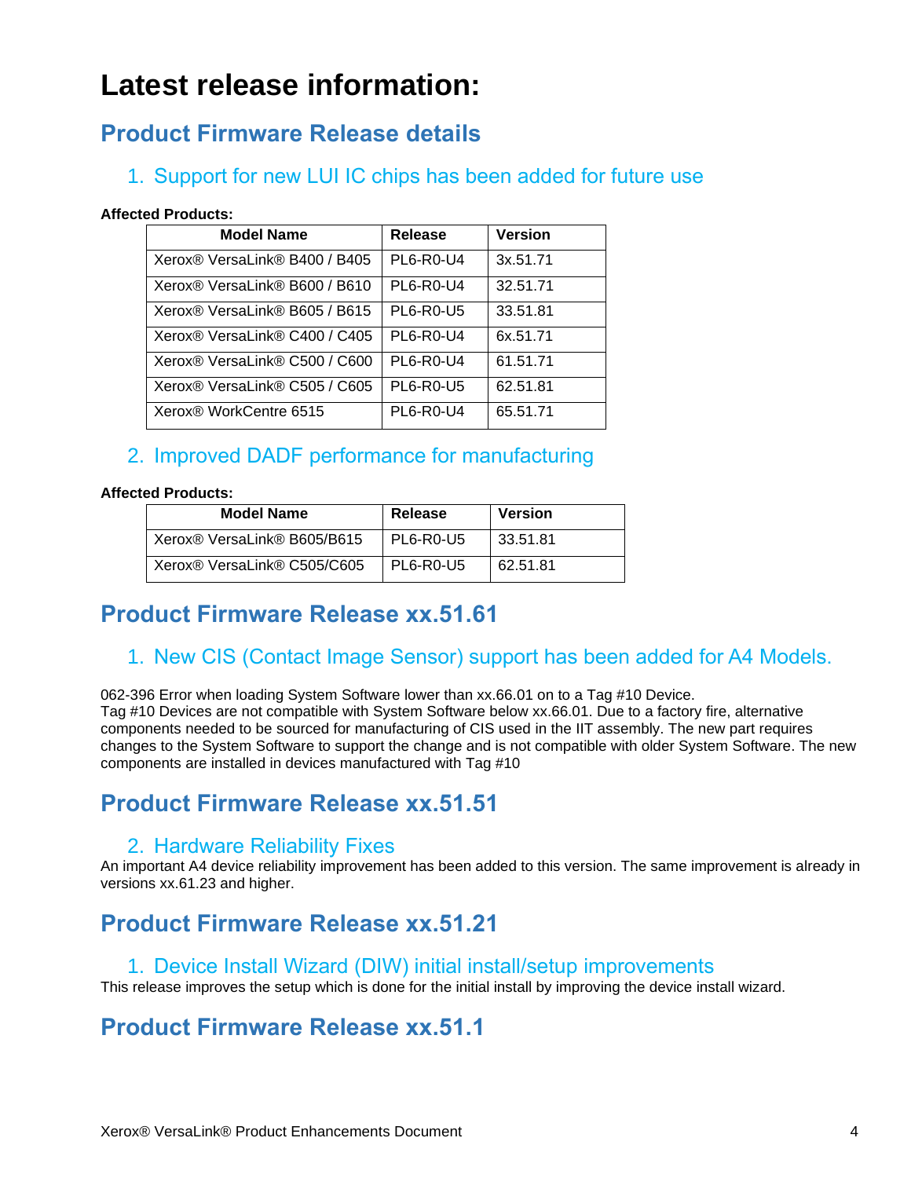# Latest release information:

## Product Firmware Release details

### 1. Support for new LUI IC chips has been added for future use

**Affected Products:**

| Model Name | Release | Version |
|---|---|---|
| Xerox® VersaLink® B400 / B405 | PL6-R0-U4 | 3x.51.71 |
| Xerox® VersaLink® B600 / B610 | PL6-R0-U4 | 32.51.71 |
| Xerox® VersaLink® B605 / B615 | PL6-R0-U5 | 33.51.81 |
| Xerox® VersaLink® C400 / C405 | PL6-R0-U4 | 6x.51.71 |
| Xerox® VersaLink® C500 / C600 | PL6-R0-U4 | 61.51.71 |
| Xerox® VersaLink® C505 / C605 | PL6-R0-U5 | 62.51.81 |
| Xerox® WorkCentre 6515 | PL6-R0-U4 | 65.51.71 |

### 2. Improved DADF performance for manufacturing

**Affected Products:**

| Model Name | Release | Version |
|---|---|---|
| Xerox® VersaLink® B605/B615 | PL6-R0-U5 | 33.51.81 |
| Xerox® VersaLink® C505/C605 | PL6-R0-U5 | 62.51.81 |

## Product Firmware Release xx.51.61

### 1. New CIS (Contact Image Sensor) support has been added for A4 Models.

062-396 Error when loading System Software lower than xx.66.01 on to a Tag #10 Device.
Tag #10 Devices are not compatible with System Software below xx.66.01. Due to a factory fire, alternative components needed to be sourced for manufacturing of CIS used in the IIT assembly. The new part requires changes to the System Software to support the change and is not compatible with older System Software. The new components are installed in devices manufactured with Tag #10

## Product Firmware Release xx.51.51

### 2. Hardware Reliability Fixes

An important A4 device reliability improvement has been added to this version. The same improvement is already in versions xx.61.23 and higher.

## Product Firmware Release xx.51.21

### 1. Device Install Wizard (DIW) initial install/setup improvements

This release improves the setup which is done for the initial install by improving the device install wizard.

## Product Firmware Release xx.51.1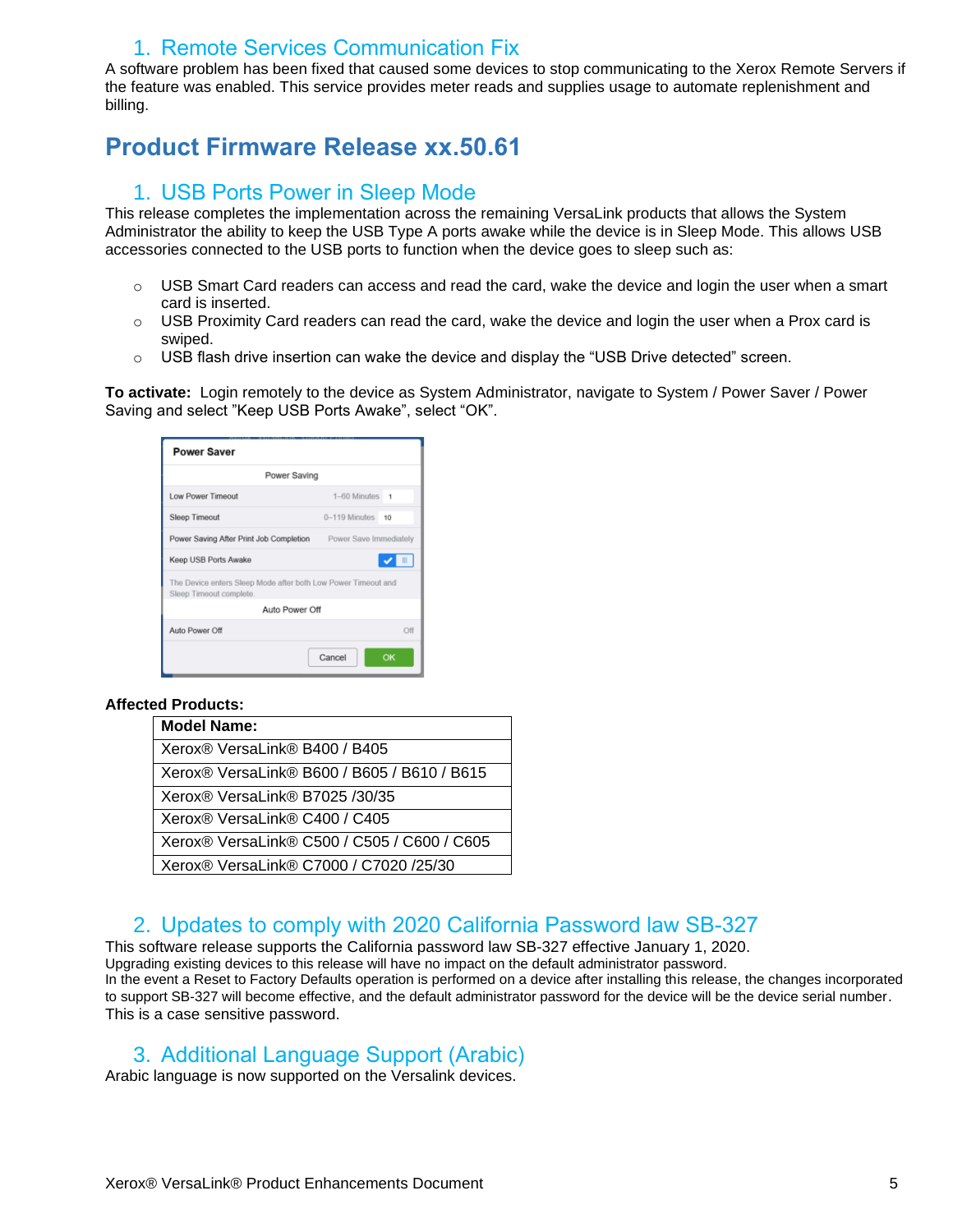### 1. Remote Services Communication Fix

A software problem has been fixed that caused some devices to stop communicating to the Xerox Remote Servers if the feature was enabled. This service provides meter reads and supplies usage to automate replenishment and billing.

## Product Firmware Release xx.50.61

### 1. USB Ports Power in Sleep Mode

This release completes the implementation across the remaining VersaLink products that allows the System Administrator the ability to keep the USB Type A ports awake while the device is in Sleep Mode. This allows USB accessories connected to the USB ports to function when the device goes to sleep such as:

- USB Smart Card readers can access and read the card, wake the device and login the user when a smart card is inserted.
- USB Proximity Card readers can read the card, wake the device and login the user when a Prox card is swiped.
- USB flash drive insertion can wake the device and display the "USB Drive detected" screen.

**To activate:** Login remotely to the device as System Administrator, navigate to System / Power Saver / Power Saving and select "Keep USB Ports Awake", select "OK".

**Affected Products:**

| Model Name: |
|---|
| Xerox® VersaLink® B400 / B405 |
| Xerox® VersaLink® B600 / B605 / B610 / B615 |
| Xerox® VersaLink® B7025 /30/35 |
| Xerox® VersaLink® C400 / C405 |
| Xerox® VersaLink® C500 / C505 / C600 / C605 |
| Xerox® VersaLink® C7000 / C7020 /25/30 |

### 2. Updates to comply with 2020 California Password law SB-327

This software release supports the California password law SB-327 effective January 1, 2020.
Upgrading existing devices to this release will have no impact on the default administrator password.
In the event a Reset to Factory Defaults operation is performed on a device after installing this release, the changes incorporated to support SB-327 will become effective, and the default administrator password for the device will be the device serial number. This is a case sensitive password.

### 3. Additional Language Support (Arabic)

Arabic language is now supported on the Versalink devices.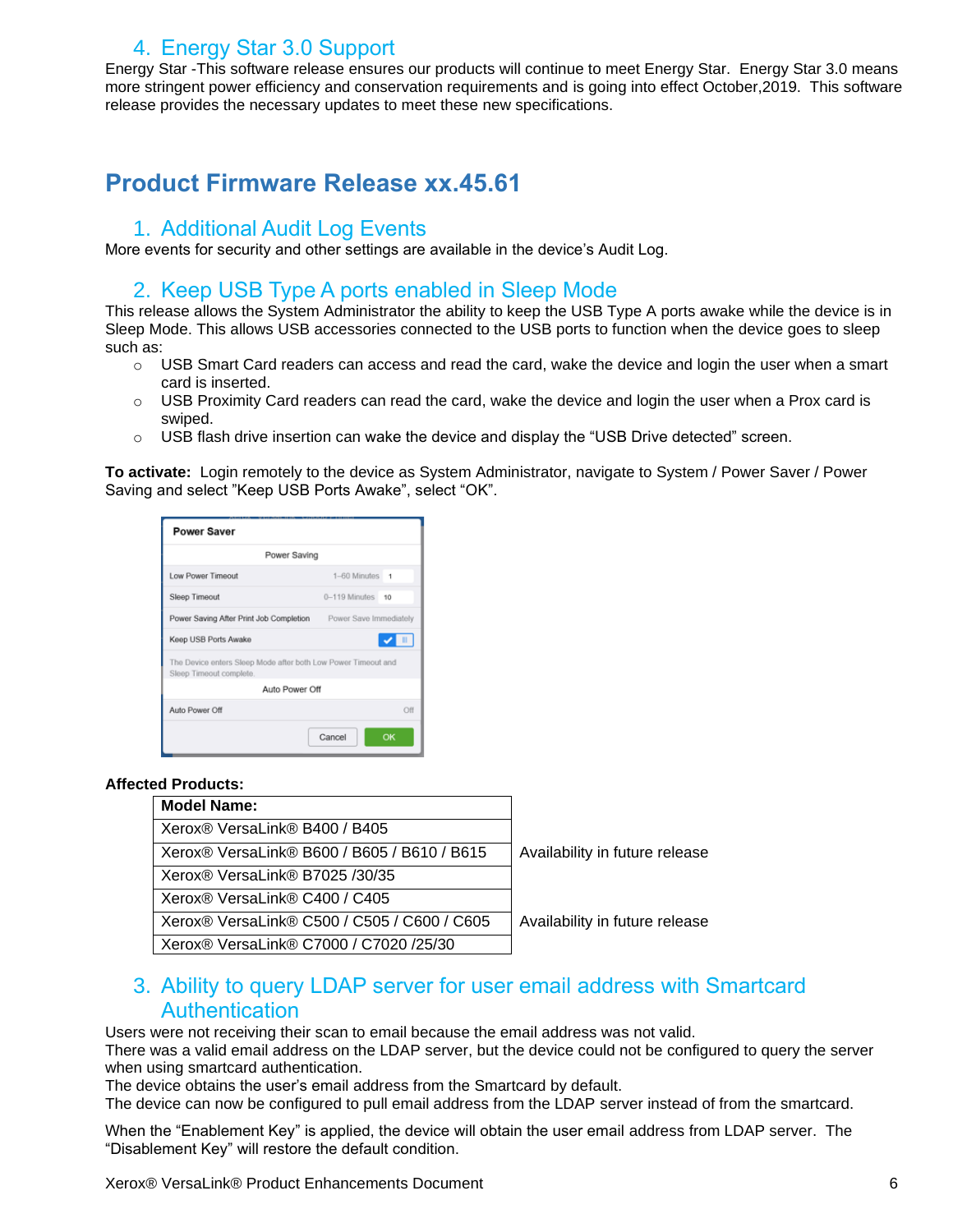## 4. Energy Star 3.0 Support

Energy Star -This software release ensures our products will continue to meet Energy Star. Energy Star 3.0 means more stringent power efficiency and conservation requirements and is going into effect October,2019. This software release provides the necessary updates to meet these new specifications.

# Product Firmware Release xx.45.61

## 1. Additional Audit Log Events

More events for security and other settings are available in the device's Audit Log.

## 2. Keep USB Type A ports enabled in Sleep Mode

This release allows the System Administrator the ability to keep the USB Type A ports awake while the device is in Sleep Mode. This allows USB accessories connected to the USB ports to function when the device goes to sleep such as:

- USB Smart Card readers can access and read the card, wake the device and login the user when a smart card is inserted.
- USB Proximity Card readers can read the card, wake the device and login the user when a Prox card is swiped.
- USB flash drive insertion can wake the device and display the "USB Drive detected" screen.

**To activate:** Login remotely to the device as System Administrator, navigate to System / Power Saver / Power Saving and select "Keep USB Ports Awake", select "OK".

**Affected Products:**

| Model Name: | |
|---|---|
| Xerox® VersaLink® B400 / B405 | |
| Xerox® VersaLink® B600 / B605 / B610 / B615 | Availability in future release |
| Xerox® VersaLink® B7025 /30/35 | |
| Xerox® VersaLink® C400 / C405 | |
| Xerox® VersaLink® C500 / C505 / C600 / C605 | Availability in future release |
| Xerox® VersaLink® C7000 / C7020 /25/30 | |

## 3. Ability to query LDAP server for user email address with Smartcard Authentication

Users were not receiving their scan to email because the email address was not valid.
There was a valid email address on the LDAP server, but the device could not be configured to query the server when using smartcard authentication.
The device obtains the user's email address from the Smartcard by default.
The device can now be configured to pull email address from the LDAP server instead of from the smartcard.

When the "Enablement Key" is applied, the device will obtain the user email address from LDAP server. The "Disablement Key" will restore the default condition.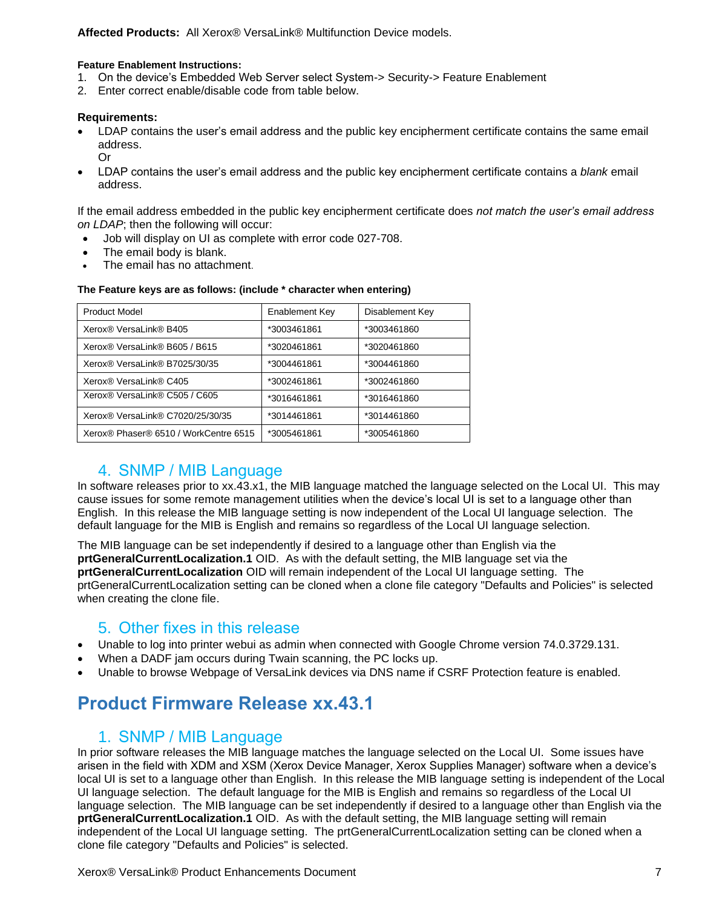**Affected Products:** All Xerox® VersaLink® Multifunction Device models.

**Feature Enablement Instructions:**

1. On the device's Embedded Web Server select System-> Security-> Feature Enablement
2. Enter correct enable/disable code from table below.

**Requirements:**

- LDAP contains the user's email address and the public key encipherment certificate contains the same email address.
  Or
- LDAP contains the user's email address and the public key encipherment certificate contains a *blank* email address.

If the email address embedded in the public key encipherment certificate does *not match the user's email address on LDAP*; then the following will occur:

- Job will display on UI as complete with error code 027-708.
- The email body is blank.
- The email has no attachment.

**The Feature keys are as follows: (include * character when entering)**

| Product Model | Enablement Key | Disablement Key |
|---|---|---|
| Xerox® VersaLink® B405 | *3003461861 | *3003461860 |
| Xerox® VersaLink® B605 / B615 | *3020461861 | *3020461860 |
| Xerox® VersaLink® B7025/30/35 | *3004461861 | *3004461860 |
| Xerox® VersaLink® C405 | *3002461861 | *3002461860 |
| Xerox® VersaLink® C505 / C605 | *3016461861 | *3016461860 |
| Xerox® VersaLink® C7020/25/30/35 | *3014461861 | *3014461860 |
| Xerox® Phaser® 6510 / WorkCentre 6515 | *3005461861 | *3005461860 |

## 4. SNMP / MIB Language

In software releases prior to xx.43.x1, the MIB language matched the language selected on the Local UI. This may cause issues for some remote management utilities when the device's local UI is set to a language other than English. In this release the MIB language setting is now independent of the Local UI language selection. The default language for the MIB is English and remains so regardless of the Local UI language selection.

The MIB language can be set independently if desired to a language other than English via the **prtGeneralCurrentLocalization.1** OID. As with the default setting, the MIB language set via the **prtGeneralCurrentLocalization** OID will remain independent of the Local UI language setting. The prtGeneralCurrentLocalization setting can be cloned when a clone file category "Defaults and Policies" is selected when creating the clone file.

## 5. Other fixes in this release

- Unable to log into printer webui as admin when connected with Google Chrome version 74.0.3729.131.
- When a DADF jam occurs during Twain scanning, the PC locks up.
- Unable to browse Webpage of VersaLink devices via DNS name if CSRF Protection feature is enabled.

# Product Firmware Release xx.43.1

## 1. SNMP / MIB Language

In prior software releases the MIB language matches the language selected on the Local UI. Some issues have arisen in the field with XDM and XSM (Xerox Device Manager, Xerox Supplies Manager) software when a device's local UI is set to a language other than English. In this release the MIB language setting is independent of the Local UI language selection. The default language for the MIB is English and remains so regardless of the Local UI language selection. The MIB language can be set independently if desired to a language other than English via the **prtGeneralCurrentLocalization.1** OID. As with the default setting, the MIB language setting will remain independent of the Local UI language setting. The prtGeneralCurrentLocalization setting can be cloned when a clone file category "Defaults and Policies" is selected.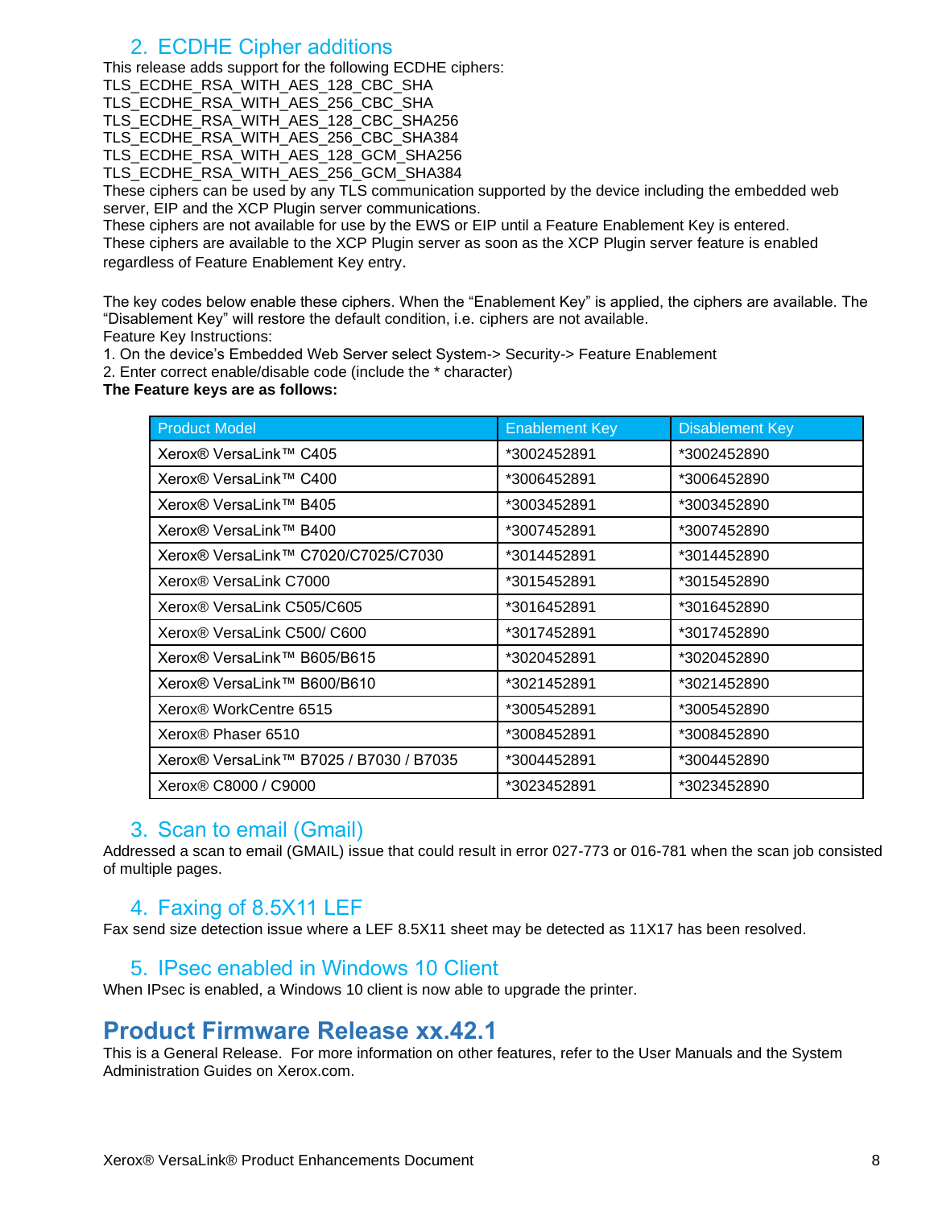## 2. ECDHE Cipher additions

This release adds support for the following ECDHE ciphers:
TLS_ECDHE_RSA_WITH_AES_128_CBC_SHA
TLS_ECDHE_RSA_WITH_AES_256_CBC_SHA
TLS_ECDHE_RSA_WITH_AES_128_CBC_SHA256
TLS_ECDHE_RSA_WITH_AES_256_CBC_SHA384
TLS_ECDHE_RSA_WITH_AES_128_GCM_SHA256
TLS_ECDHE_RSA_WITH_AES_256_GCM_SHA384
These ciphers can be used by any TLS communication supported by the device including the embedded web server, EIP and the XCP Plugin server communications.
These ciphers are not available for use by the EWS or EIP until a Feature Enablement Key is entered.
These ciphers are available to the XCP Plugin server as soon as the XCP Plugin server feature is enabled regardless of Feature Enablement Key entry.

The key codes below enable these ciphers. When the "Enablement Key" is applied, the ciphers are available. The "Disablement Key" will restore the default condition, i.e. ciphers are not available.
Feature Key Instructions:
1. On the device's Embedded Web Server select System-> Security-> Feature Enablement
2. Enter correct enable/disable code (include the * character)
**The Feature keys are as follows:**

| Product Model | Enablement Key | Disablement Key |
|---|---|---|
| Xerox® VersaLink™ C405 | *3002452891 | *3002452890 |
| Xerox® VersaLink™ C400 | *3006452891 | *3006452890 |
| Xerox® VersaLink™ B405 | *3003452891 | *3003452890 |
| Xerox® VersaLink™ B400 | *3007452891 | *3007452890 |
| Xerox® VersaLink™ C7020/C7025/C7030 | *3014452891 | *3014452890 |
| Xerox® VersaLink C7000 | *3015452891 | *3015452890 |
| Xerox® VersaLink C505/C605 | *3016452891 | *3016452890 |
| Xerox® VersaLink C500/ C600 | *3017452891 | *3017452890 |
| Xerox® VersaLink™ B605/B615 | *3020452891 | *3020452890 |
| Xerox® VersaLink™ B600/B610 | *3021452891 | *3021452890 |
| Xerox® WorkCentre 6515 | *3005452891 | *3005452890 |
| Xerox® Phaser 6510 | *3008452891 | *3008452890 |
| Xerox® VersaLink™ B7025 / B7030 / B7035 | *3004452891 | *3004452890 |
| Xerox® C8000 / C9000 | *3023452891 | *3023452890 |

## 3. Scan to email (Gmail)

Addressed a scan to email (GMAIL) issue that could result in error 027-773 or 016-781 when the scan job consisted of multiple pages.

## 4. Faxing of 8.5X11 LEF

Fax send size detection issue where a LEF 8.5X11 sheet may be detected as 11X17 has been resolved.

## 5. IPsec enabled in Windows 10 Client

When IPsec is enabled, a Windows 10 client is now able to upgrade the printer.

# Product Firmware Release xx.42.1

This is a General Release. For more information on other features, refer to the User Manuals and the System Administration Guides on Xerox.com.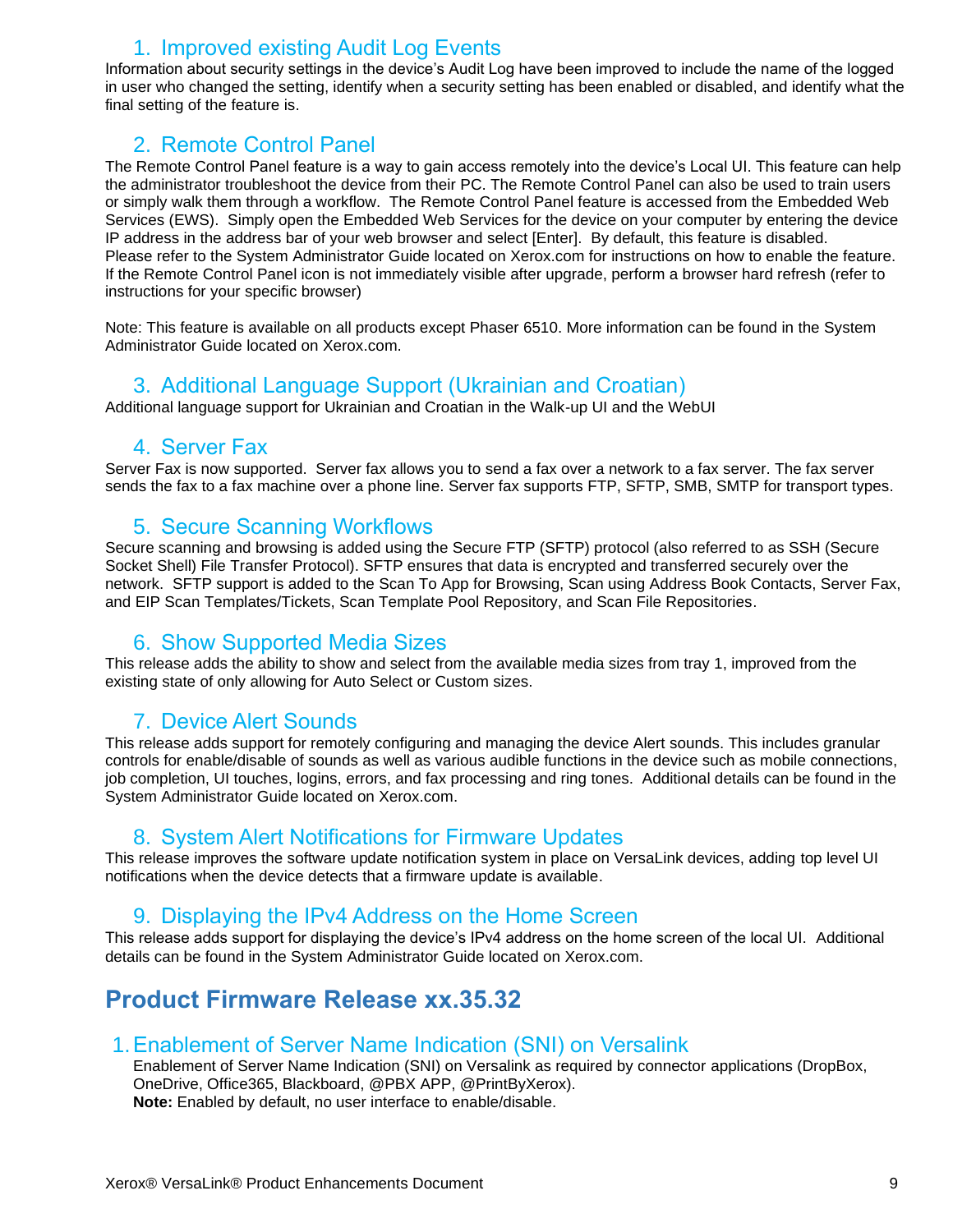### 1. Improved existing Audit Log Events

Information about security settings in the device's Audit Log have been improved to include the name of the logged in user who changed the setting, identify when a security setting has been enabled or disabled, and identify what the final setting of the feature is.

### 2. Remote Control Panel

The Remote Control Panel feature is a way to gain access remotely into the device's Local UI. This feature can help the administrator troubleshoot the device from their PC. The Remote Control Panel can also be used to train users or simply walk them through a workflow. The Remote Control Panel feature is accessed from the Embedded Web Services (EWS). Simply open the Embedded Web Services for the device on your computer by entering the device IP address in the address bar of your web browser and select [Enter]. By default, this feature is disabled. Please refer to the System Administrator Guide located on Xerox.com for instructions on how to enable the feature. If the Remote Control Panel icon is not immediately visible after upgrade, perform a browser hard refresh (refer to instructions for your specific browser)

Note: This feature is available on all products except Phaser 6510. More information can be found in the System Administrator Guide located on Xerox.com.

### 3. Additional Language Support (Ukrainian and Croatian)

Additional language support for Ukrainian and Croatian in the Walk-up UI and the WebUI

### 4. Server Fax

Server Fax is now supported. Server fax allows you to send a fax over a network to a fax server. The fax server sends the fax to a fax machine over a phone line. Server fax supports FTP, SFTP, SMB, SMTP for transport types.

### 5. Secure Scanning Workflows

Secure scanning and browsing is added using the Secure FTP (SFTP) protocol (also referred to as SSH (Secure Socket Shell) File Transfer Protocol). SFTP ensures that data is encrypted and transferred securely over the network. SFTP support is added to the Scan To App for Browsing, Scan using Address Book Contacts, Server Fax, and EIP Scan Templates/Tickets, Scan Template Pool Repository, and Scan File Repositories.

### 6. Show Supported Media Sizes

This release adds the ability to show and select from the available media sizes from tray 1, improved from the existing state of only allowing for Auto Select or Custom sizes.

### 7. Device Alert Sounds

This release adds support for remotely configuring and managing the device Alert sounds. This includes granular controls for enable/disable of sounds as well as various audible functions in the device such as mobile connections, job completion, UI touches, logins, errors, and fax processing and ring tones. Additional details can be found in the System Administrator Guide located on Xerox.com.

### 8. System Alert Notifications for Firmware Updates

This release improves the software update notification system in place on VersaLink devices, adding top level UI notifications when the device detects that a firmware update is available.

### 9. Displaying the IPv4 Address on the Home Screen

This release adds support for displaying the device's IPv4 address on the home screen of the local UI. Additional details can be found in the System Administrator Guide located on Xerox.com.

## Product Firmware Release xx.35.32

### 1. Enablement of Server Name Indication (SNI) on Versalink

Enablement of Server Name Indication (SNI) on Versalink as required by connector applications (DropBox, OneDrive, Office365, Blackboard, @PBX APP, @PrintByXerox).
**Note:** Enabled by default, no user interface to enable/disable.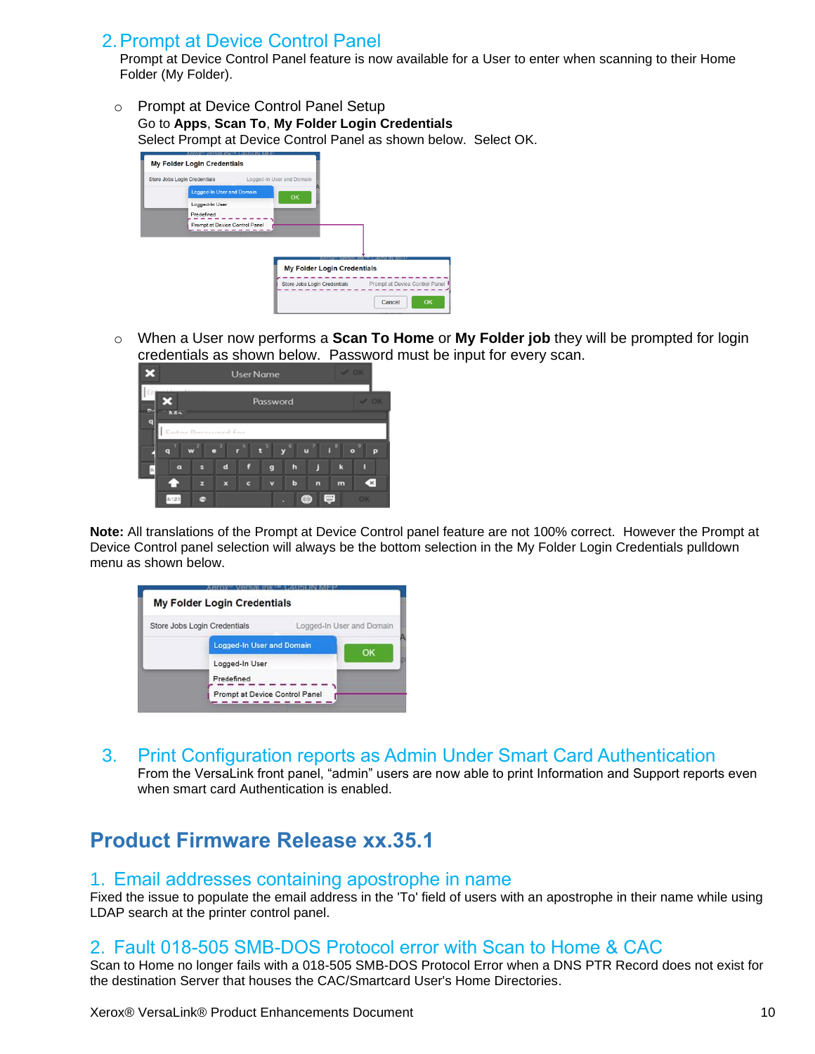## 2. Prompt at Device Control Panel

Prompt at Device Control Panel feature is now available for a User to enter when scanning to their Home Folder (My Folder).

- Prompt at Device Control Panel Setup
  Go to **Apps**, **Scan To**, **My Folder Login Credentials**
  Select Prompt at Device Control Panel as shown below. Select OK.

- When a User now performs a **Scan To Home** or **My Folder job** they will be prompted for login credentials as shown below. Password must be input for every scan.

**Note:** All translations of the Prompt at Device Control panel feature are not 100% correct. However the Prompt at Device Control panel selection will always be the bottom selection in the My Folder Login Credentials pulldown menu as shown below.

## 3. Print Configuration reports as Admin Under Smart Card Authentication

From the VersaLink front panel, "admin" users are now able to print Information and Support reports even when smart card Authentication is enabled.

# Product Firmware Release xx.35.1

## 1. Email addresses containing apostrophe in name

Fixed the issue to populate the email address in the 'To' field of users with an apostrophe in their name while using LDAP search at the printer control panel.

## 2. Fault 018-505 SMB-DOS Protocol error with Scan to Home & CAC

Scan to Home no longer fails with a 018-505 SMB-DOS Protocol Error when a DNS PTR Record does not exist for the destination Server that houses the CAC/Smartcard User's Home Directories.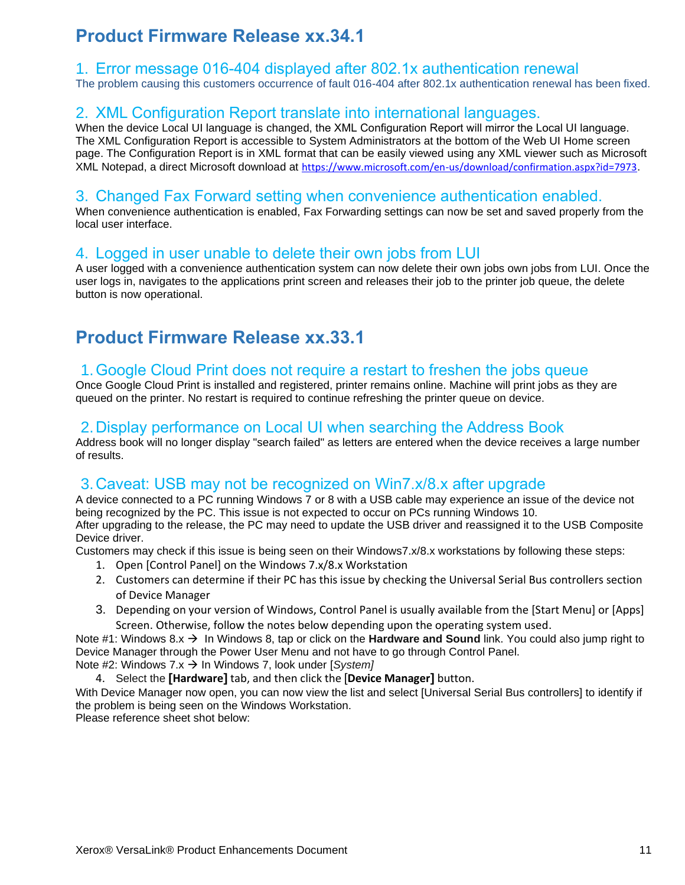## Product Firmware Release xx.34.1

### 1. Error message 016-404 displayed after 802.1x authentication renewal

The problem causing this customers occurrence of fault 016-404 after 802.1x authentication renewal has been fixed.

### 2. XML Configuration Report translate into international languages.

When the device Local UI language is changed, the XML Configuration Report will mirror the Local UI language. The XML Configuration Report is accessible to System Administrators at the bottom of the Web UI Home screen page. The Configuration Report is in XML format that can be easily viewed using any XML viewer such as Microsoft XML Notepad, a direct Microsoft download at https://www.microsoft.com/en-us/download/confirmation.aspx?id=7973.

### 3. Changed Fax Forward setting when convenience authentication enabled.

When convenience authentication is enabled, Fax Forwarding settings can now be set and saved properly from the local user interface.

### 4. Logged in user unable to delete their own jobs from LUI

A user logged with a convenience authentication system can now delete their own jobs own jobs from LUI. Once the user logs in, navigates to the applications print screen and releases their job to the printer job queue, the delete button is now operational.

## Product Firmware Release xx.33.1

### 1. Google Cloud Print does not require a restart to freshen the jobs queue

Once Google Cloud Print is installed and registered, printer remains online. Machine will print jobs as they are queued on the printer. No restart is required to continue refreshing the printer queue on device.

### 2. Display performance on Local UI when searching the Address Book

Address book will no longer display "search failed" as letters are entered when the device receives a large number of results.

### 3. Caveat: USB may not be recognized on Win7.x/8.x after upgrade

A device connected to a PC running Windows 7 or 8 with a USB cable may experience an issue of the device not being recognized by the PC. This issue is not expected to occur on PCs running Windows 10.
After upgrading to the release, the PC may need to update the USB driver and reassigned it to the USB Composite Device driver.
Customers may check if this issue is being seen on their Windows7.x/8.x workstations by following these steps:

1. Open [Control Panel] on the Windows 7.x/8.x Workstation
2. Customers can determine if their PC has this issue by checking the Universal Serial Bus controllers section of Device Manager
3. Depending on your version of Windows, Control Panel is usually available from the [Start Menu] or [Apps] Screen. Otherwise, follow the notes below depending upon the operating system used.

Note #1: Windows 8.x → In Windows 8, tap or click on the **Hardware and Sound** link. You could also jump right to Device Manager through the Power User Menu and not have to go through Control Panel.
Note #2: Windows 7.x → In Windows 7, look under [*System]*

4. Select the **[Hardware]** tab, and then click the [**Device Manager]** button.

With Device Manager now open, you can now view the list and select [Universal Serial Bus controllers] to identify if the problem is being seen on the Windows Workstation.
Please reference sheet shot below: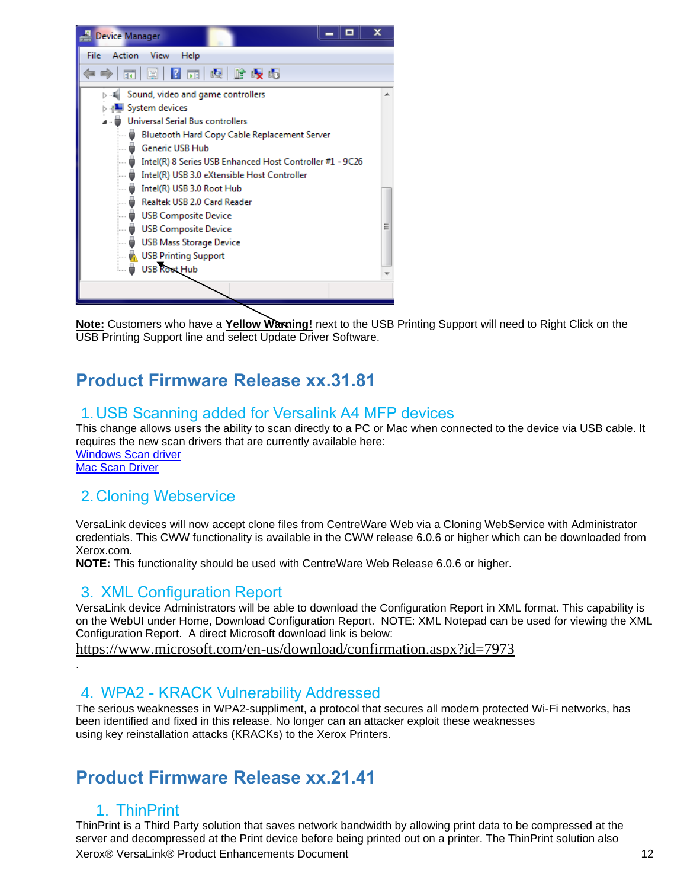**Note:** Customers who have a **Yellow Warning!** next to the USB Printing Support will need to Right Click on the USB Printing Support line and select Update Driver Software.

## Product Firmware Release xx.31.81

### 1. USB Scanning added for Versalink A4 MFP devices

This change allows users the ability to scan directly to a PC or Mac when connected to the device via USB cable. It requires the new scan drivers that are currently available here:
Windows Scan driver
Mac Scan Driver

### 2. Cloning Webservice

VersaLink devices will now accept clone files from CentreWare Web via a Cloning WebService with Administrator credentials. This CWW functionality is available in the CWW release 6.0.6 or higher which can be downloaded from Xerox.com.
**NOTE:** This functionality should be used with CentreWare Web Release 6.0.6 or higher.

### 3. XML Configuration Report

VersaLink device Administrators will be able to download the Configuration Report in XML format. This capability is on the WebUI under Home, Download Configuration Report. NOTE: XML Notepad can be used for viewing the XML Configuration Report. A direct Microsoft download link is below:
https://www.microsoft.com/en-us/download/confirmation.aspx?id=7973
.

### 4. WPA2 - KRACK Vulnerability Addressed

The serious weaknesses in WPA2-suppliment, a protocol that secures all modern protected Wi-Fi networks, has been identified and fixed in this release. No longer can an attacker exploit these weaknesses using key reinstallation attacks (KRACKs) to the Xerox Printers.

## Product Firmware Release xx.21.41

### 1. ThinPrint

ThinPrint is a Third Party solution that saves network bandwidth by allowing print data to be compressed at the server and decompressed at the Print device before being printed out on a printer. The ThinPrint solution also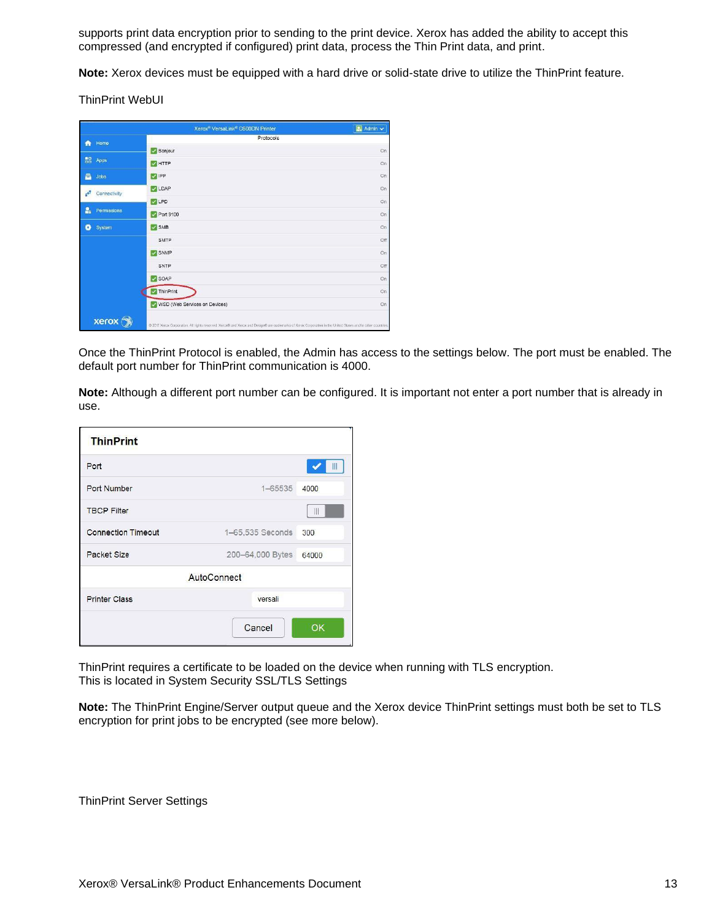supports print data encryption prior to sending to the print device. Xerox has added the ability to accept this compressed (and encrypted if configured) print data, process the Thin Print data, and print.

**Note:** Xerox devices must be equipped with a hard drive or solid-state drive to utilize the ThinPrint feature.

ThinPrint WebUI

Once the ThinPrint Protocol is enabled, the Admin has access to the settings below. The port must be enabled. The default port number for ThinPrint communication is 4000.

**Note:** Although a different port number can be configured. It is important not enter a port number that is already in use.

ThinPrint requires a certificate to be loaded on the device when running with TLS encryption. This is located in System Security SSL/TLS Settings

**Note:** The ThinPrint Engine/Server output queue and the Xerox device ThinPrint settings must both be set to TLS encryption for print jobs to be encrypted (see more below).

ThinPrint Server Settings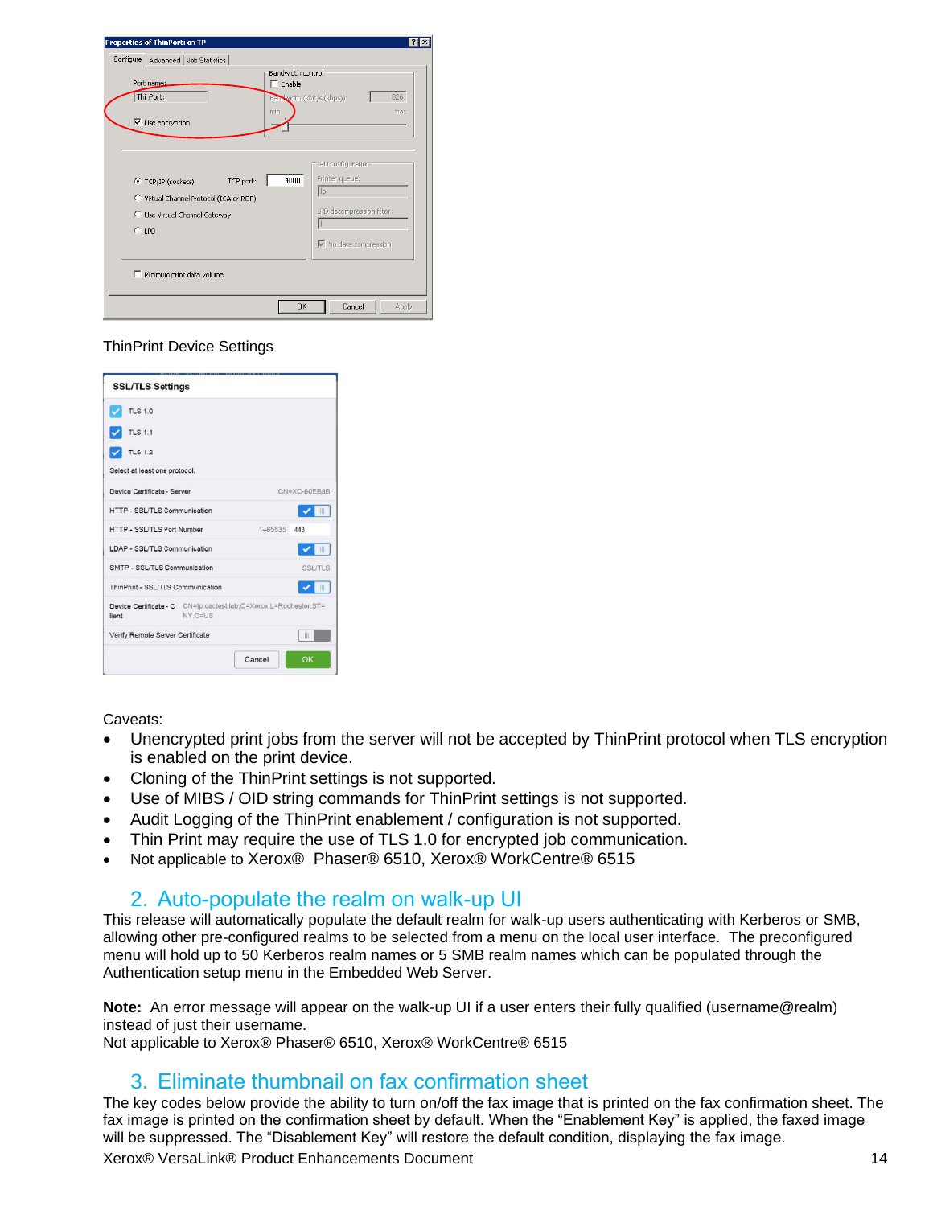ThinPrint Device Settings

Caveats:

- Unencrypted print jobs from the server will not be accepted by ThinPrint protocol when TLS encryption is enabled on the print device.
- Cloning of the ThinPrint settings is not supported.
- Use of MIBS / OID string commands for ThinPrint settings is not supported.
- Audit Logging of the ThinPrint enablement / configuration is not supported.
- Thin Print may require the use of TLS 1.0 for encrypted job communication.
- Not applicable to Xerox® Phaser® 6510, Xerox® WorkCentre® 6515

## 2. Auto-populate the realm on walk-up UI

This release will automatically populate the default realm for walk-up users authenticating with Kerberos or SMB, allowing other pre-configured realms to be selected from a menu on the local user interface. The preconfigured menu will hold up to 50 Kerberos realm names or 5 SMB realm names which can be populated through the Authentication setup menu in the Embedded Web Server.

**Note:** An error message will appear on the walk-up UI if a user enters their fully qualified (username@realm) instead of just their username.
Not applicable to Xerox® Phaser® 6510, Xerox® WorkCentre® 6515

## 3. Eliminate thumbnail on fax confirmation sheet

The key codes below provide the ability to turn on/off the fax image that is printed on the fax confirmation sheet. The fax image is printed on the confirmation sheet by default. When the “Enablement Key” is applied, the faxed image will be suppressed. The “Disablement Key” will restore the default condition, displaying the fax image.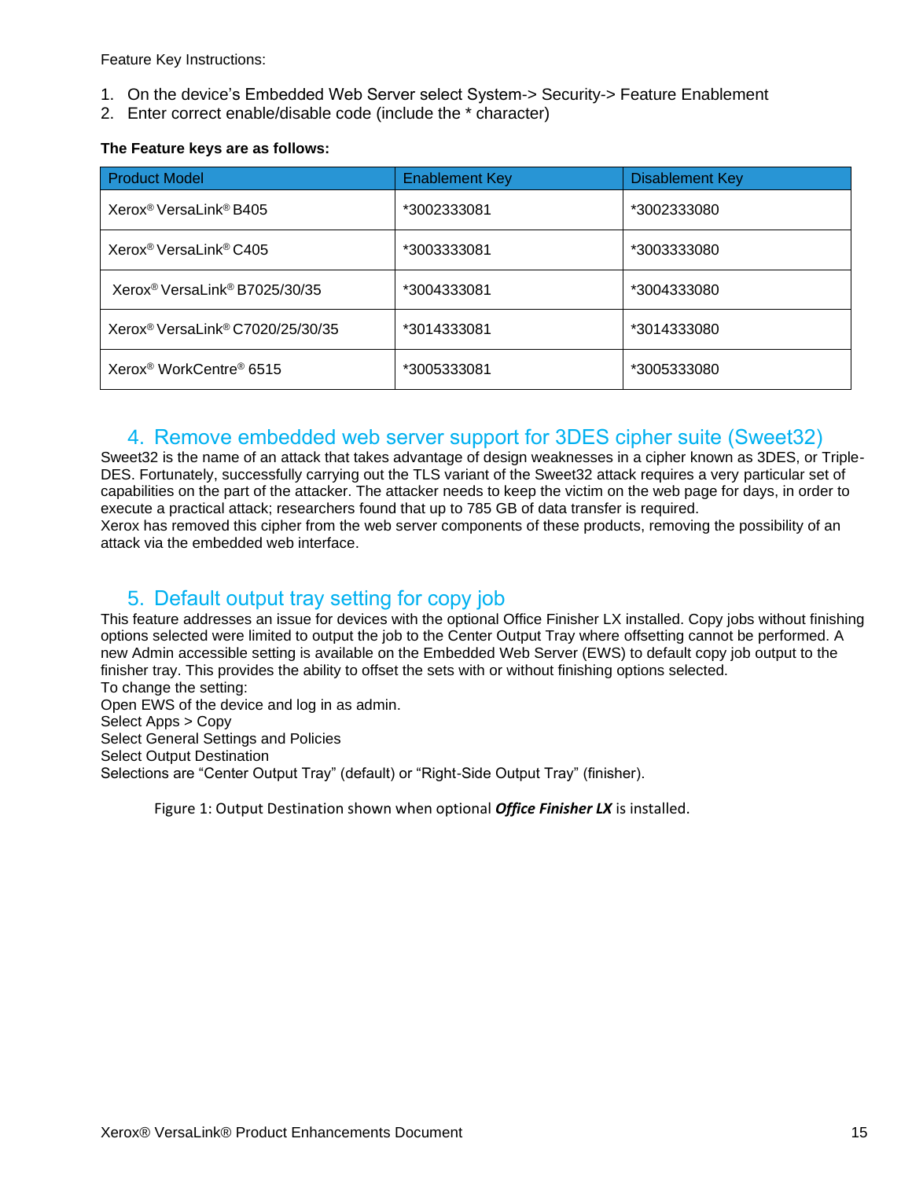Feature Key Instructions:

1. On the device's Embedded Web Server select System-> Security-> Feature Enablement
2. Enter correct enable/disable code (include the * character)

**The Feature keys are as follows:**

| Product Model | Enablement Key | Disablement Key |
|---|---|---|
| Xerox® VersaLink® B405 | *3002333081 | *3002333080 |
| Xerox® VersaLink® C405 | *3003333081 | *3003333080 |
| Xerox® VersaLink® B7025/30/35 | *3004333081 | *3004333080 |
| Xerox® VersaLink® C7020/25/30/35 | *3014333081 | *3014333080 |
| Xerox® WorkCentre® 6515 | *3005333081 | *3005333080 |

## 4. Remove embedded web server support for 3DES cipher suite (Sweet32)

Sweet32 is the name of an attack that takes advantage of design weaknesses in a cipher known as 3DES, or Triple-DES. Fortunately, successfully carrying out the TLS variant of the Sweet32 attack requires a very particular set of capabilities on the part of the attacker. The attacker needs to keep the victim on the web page for days, in order to execute a practical attack; researchers found that up to 785 GB of data transfer is required.
Xerox has removed this cipher from the web server components of these products, removing the possibility of an attack via the embedded web interface.

## 5. Default output tray setting for copy job

This feature addresses an issue for devices with the optional Office Finisher LX installed. Copy jobs without finishing options selected were limited to output the job to the Center Output Tray where offsetting cannot be performed. A new Admin accessible setting is available on the Embedded Web Server (EWS) to default copy job output to the finisher tray. This provides the ability to offset the sets with or without finishing options selected.
To change the setting:
Open EWS of the device and log in as admin.
Select Apps > Copy
Select General Settings and Policies
Select Output Destination
Selections are "Center Output Tray" (default) or "Right-Side Output Tray" (finisher).

Figure 1: Output Destination shown when optional ***Office Finisher LX*** is installed.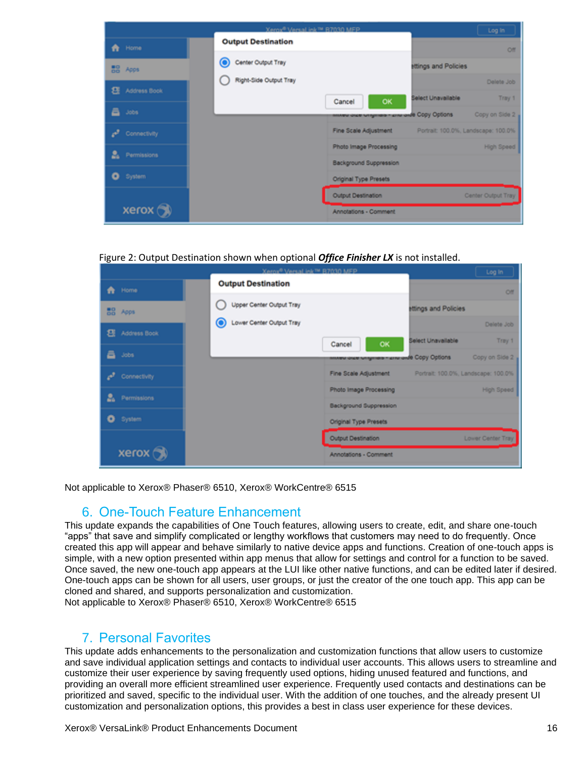Figure 2: Output Destination shown when optional ***Office Finisher LX*** is not installed.

Not applicable to Xerox® Phaser® 6510, Xerox® WorkCentre® 6515

## 6. One-Touch Feature Enhancement

This update expands the capabilities of One Touch features, allowing users to create, edit, and share one-touch "apps" that save and simplify complicated or lengthy workflows that customers may need to do frequently. Once created this app will appear and behave similarly to native device apps and functions. Creation of one-touch apps is simple, with a new option presented within app menus that allow for settings and control for a function to be saved. Once saved, the new one-touch app appears at the LUI like other native functions, and can be edited later if desired. One-touch apps can be shown for all users, user groups, or just the creator of the one touch app. This app can be cloned and shared, and supports personalization and customization.
Not applicable to Xerox® Phaser® 6510, Xerox® WorkCentre® 6515

## 7. Personal Favorites

This update adds enhancements to the personalization and customization functions that allow users to customize and save individual application settings and contacts to individual user accounts. This allows users to streamline and customize their user experience by saving frequently used options, hiding unused featured and functions, and providing an overall more efficient streamlined user experience. Frequently used contacts and destinations can be prioritized and saved, specific to the individual user. With the addition of one touches, and the already present UI customization and personalization options, this provides a best in class user experience for these devices.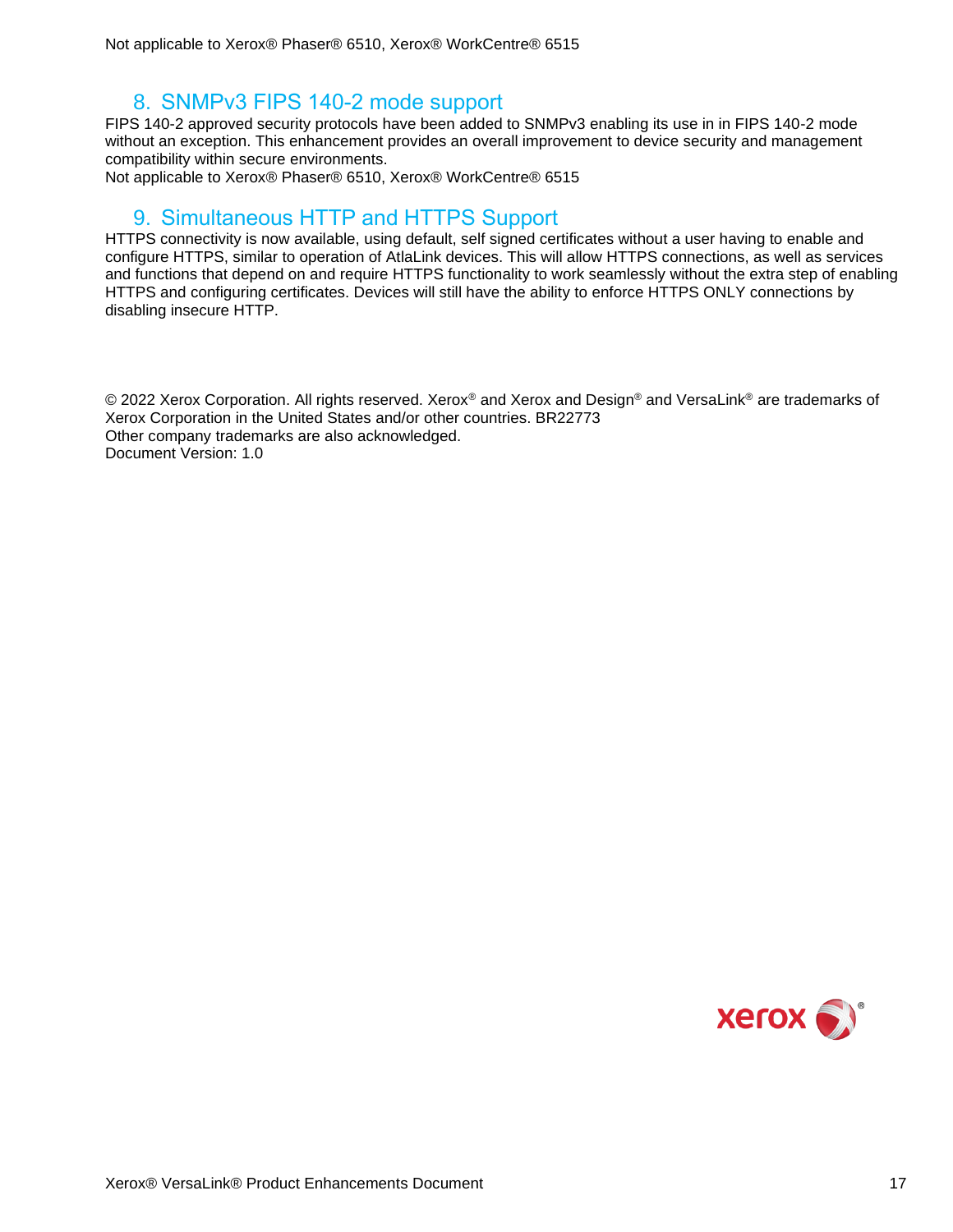Not applicable to Xerox® Phaser® 6510, Xerox® WorkCentre® 6515

## 8. SNMPv3 FIPS 140-2 mode support

FIPS 140-2 approved security protocols have been added to SNMPv3 enabling its use in in FIPS 140-2 mode without an exception. This enhancement provides an overall improvement to device security and management compatibility within secure environments.
Not applicable to Xerox® Phaser® 6510, Xerox® WorkCentre® 6515

## 9. Simultaneous HTTP and HTTPS Support

HTTPS connectivity is now available, using default, self signed certificates without a user having to enable and configure HTTPS, similar to operation of AtlaLink devices. This will allow HTTPS connections, as well as services and functions that depend on and require HTTPS functionality to work seamlessly without the extra step of enabling HTTPS and configuring certificates. Devices will still have the ability to enforce HTTPS ONLY connections by disabling insecure HTTP.

© 2022 Xerox Corporation. All rights reserved. Xerox® and Xerox and Design® and VersaLink® are trademarks of Xerox Corporation in the United States and/or other countries. BR22773
Other company trademarks are also acknowledged.
Document Version: 1.0